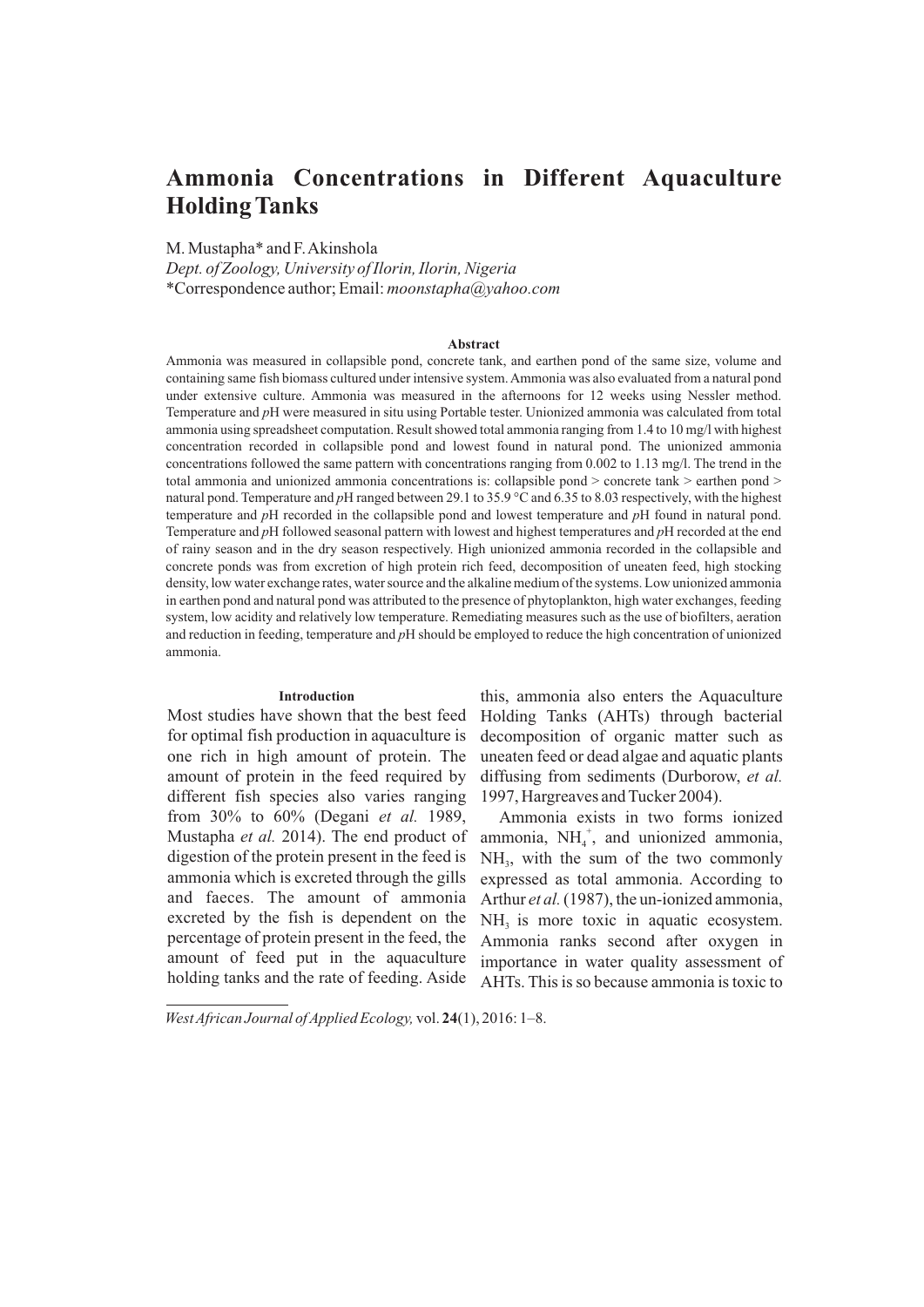# Ammonia Concentrations in Different Aquaculture Holding Tanks

M. Mustapha* and F. Akinshola

*Dept. of Zoology, University of Ilorin, Ilorin, Nigeria*

*Correspondence author; Email: *moonstapha@yahoo.com*

### Abstract

Ammonia was measured in collapsible pond, concrete tank, and earthen pond of the same size, volume and containing same fish biomass cultured under intensive system. Ammonia was also evaluated from a natural pond under extensive culture. Ammonia was measured in the afternoons for 12 weeks using Nessler method. Temperature and *p*H were measured in situ using Portable tester. Unionized ammonia was calculated from total ammonia using spreadsheet computation. Result showed total ammonia ranging from 1.4 to 10 mg/l with highest concentration recorded in collapsible pond and lowest found in natural pond. The unionized ammonia concentrations followed the same pattern with concentrations ranging from 0.002 to 1.13 mg/l. The trend in the total ammonia and unionized ammonia concentrations is: collapsible pond > concrete tank > earthen pond > natural pond. Temperature and *p*H ranged between 29.1 to 35.9 °C and 6.35 to 8.03 respectively, with the highest temperature and *p*H recorded in the collapsible pond and lowest temperature and *p*H found in natural pond. Temperature and *p*H followed seasonal pattern with lowest and highest temperatures and *p*H recorded at the end of rainy season and in the dry season respectively. High unionized ammonia recorded in the collapsible and concrete ponds was from excretion of high protein rich feed, decomposition of uneaten feed, high stocking density, low water exchange rates, water source and the alkaline medium of the systems. Low unionized ammonia in earthen pond and natural pond was attributed to the presence of phytoplankton, high water exchanges, feeding system, low acidity and relatively low temperature. Remediating measures such as the use of biofilters, aeration and reduction in feeding, temperature and *p*H should be employed to reduce the high concentration of unionized ammonia.

## Introduction

Most studies have shown that the best feed for optimal fish production in aquaculture is one rich in high amount of protein. The amount of protein in the feed required by different fish species also varies ranging from 30% to 60% (Degani *et al.* 1989, Mustapha *et al.* 2014). The end product of digestion of the protein present in the feed is ammonia which is excreted through the gills and faeces. The amount of ammonia excreted by the fish is dependent on the percentage of protein present in the feed, the amount of feed put in the aquaculture holding tanks and the rate of feeding. Aside this, ammonia also enters the Aquaculture Holding Tanks (AHTs) through bacterial decomposition of organic matter such as uneaten feed or dead algae and aquatic plants diffusing from sediments (Durborow, *et al.* 1997, Hargreaves and Tucker 2004).

Ammonia exists in two forms ionized ammonia, $NH_4^+$, and unionized ammonia, $NH_3$, with the sum of the two commonly expressed as total ammonia. According to Arthur *et al.* (1987), the un-ionized ammonia, $NH_3$ is more toxic in aquatic ecosystem. Ammonia ranks second after oxygen in importance in water quality assessment of AHTs. This is so because ammonia is toxic to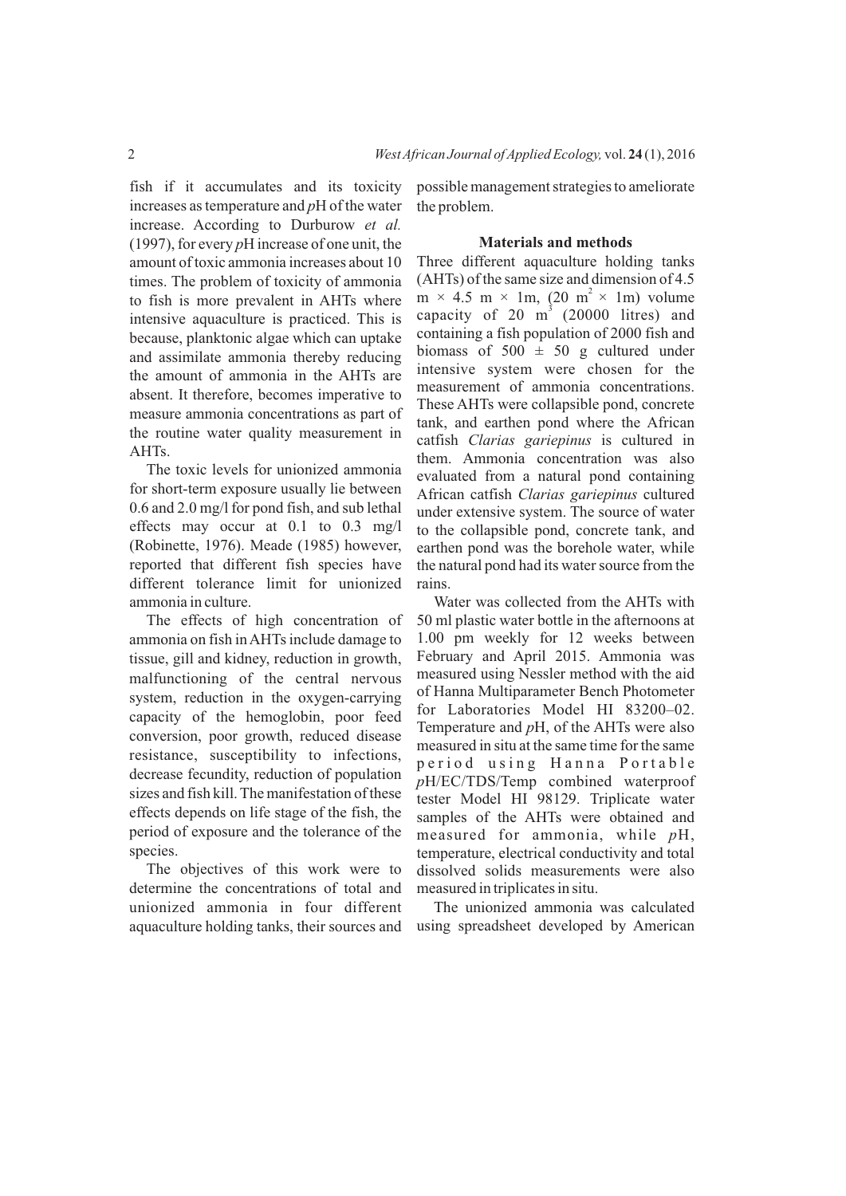fish if it accumulates and its toxicity increases as temperature and *p*H of the water increase. According to Durburow *et al.* (1997), for every *p*H increase of one unit, the amount of toxic ammonia increases about 10 times. The problem of toxicity of ammonia to fish is more prevalent in AHTs where intensive aquaculture is practiced. This is because, planktonic algae which can uptake and assimilate ammonia thereby reducing the amount of ammonia in the AHTs are absent. It therefore, becomes imperative to measure ammonia concentrations as part of the routine water quality measurement in AHTs.

The toxic levels for unionized ammonia for short-term exposure usually lie between 0.6 and 2.0 mg/l for pond fish, and sub lethal effects may occur at 0.1 to 0.3 mg/l (Robinette, 1976). Meade (1985) however, reported that different fish species have different tolerance limit for unionized ammonia in culture.

The effects of high concentration of ammonia on fish in AHTs include damage to tissue, gill and kidney, reduction in growth, malfunctioning of the central nervous system, reduction in the oxygen-carrying capacity of the hemoglobin, poor feed conversion, poor growth, reduced disease resistance, susceptibility to infections, decrease fecundity, reduction of population sizes and fish kill. The manifestation of these effects depends on life stage of the fish, the period of exposure and the tolerance of the species.

The objectives of this work were to determine the concentrations of total and unionized ammonia in four different aquaculture holding tanks, their sources and possible management strategies to ameliorate the problem.

## Materials and methods

Three different aquaculture holding tanks (AHTs) of the same size and dimension of 4.5 m × 4.5 m × 1m, (20 $m^2$ × 1m) volume capacity of 20 $m^3$ (20000 litres) and containing a fish population of 2000 fish and biomass of 500 ± 50 g cultured under intensive system were chosen for the measurement of ammonia concentrations. These AHTs were collapsible pond, concrete tank, and earthen pond where the African catfish *Clarias gariepinus* is cultured in them. Ammonia concentration was also evaluated from a natural pond containing African catfish *Clarias gariepinus* cultured under extensive system. The source of water to the collapsible pond, concrete tank, and earthen pond was the borehole water, while the natural pond had its water source from the rains.

Water was collected from the AHTs with 50 ml plastic water bottle in the afternoons at 1.00 pm weekly for 12 weeks between February and April 2015. Ammonia was measured using Nessler method with the aid of Hanna Multiparameter Bench Photometer for Laboratories Model HI 83200–02. Temperature and *p*H, of the AHTs were also measured in situ at the same time for the same period using Hanna Portable *p*H/EC/TDS/Temp combined waterproof tester Model HI 98129. Triplicate water samples of the AHTs were obtained and measured for ammonia, while *p*H, temperature, electrical conductivity and total dissolved solids measurements were also measured in triplicates in situ.

The unionized ammonia was calculated using spreadsheet developed by American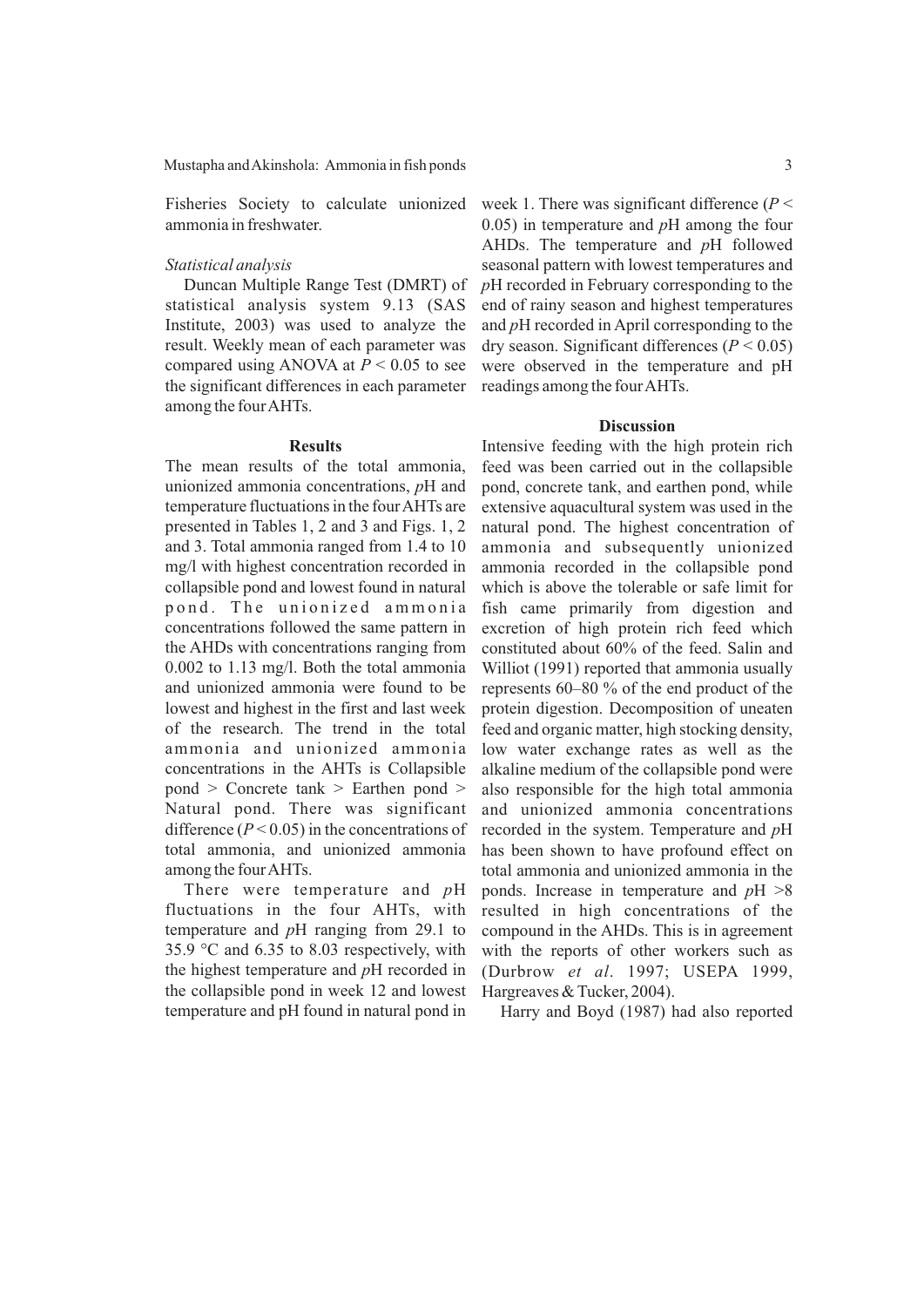Fisheries Society to calculate unionized ammonia in freshwater.

*Statistical analysis*

Duncan Multiple Range Test (DMRT) of statistical analysis system 9.13 (SAS Institute, 2003) was used to analyze the result. Weekly mean of each parameter was compared using ANOVA at $P < 0.05$ to see the significant differences in each parameter among the four AHTs.

## Results

The mean results of the total ammonia, unionized ammonia concentrations, *p*H and temperature fluctuations in the four AHTs are presented in Tables 1, 2 and 3 and Figs. 1, 2 and 3. Total ammonia ranged from 1.4 to 10 mg/l with highest concentration recorded in collapsible pond and lowest found in natural pond. The unionized ammonia concentrations followed the same pattern in the AHDs with concentrations ranging from 0.002 to 1.13 mg/l. Both the total ammonia and unionized ammonia were found to be lowest and highest in the first and last week of the research. The trend in the total ammonia and unionized ammonia concentrations in the AHTs is Collapsible pond > Concrete tank > Earthen pond > Natural pond. There was significant difference ($P < 0.05$) in the concentrations of total ammonia, and unionized ammonia among the four AHTs.

There were temperature and *p*H fluctuations in the four AHTs, with temperature and *p*H ranging from 29.1 to 35.9 °C and 6.35 to 8.03 respectively, with the highest temperature and *p*H recorded in the collapsible pond in week 12 and lowest temperature and pH found in natural pond in week 1. There was significant difference ($P < 0.05$) in temperature and *p*H among the four AHDs. The temperature and *p*H followed seasonal pattern with lowest temperatures and *p*H recorded in February corresponding to the end of rainy season and highest temperatures and *p*H recorded in April corresponding to the dry season. Significant differences ($P < 0.05$) were observed in the temperature and pH readings among the four AHTs.

## Discussion

Intensive feeding with the high protein rich feed was been carried out in the collapsible pond, concrete tank, and earthen pond, while extensive aquacultural system was used in the natural pond. The highest concentration of ammonia and subsequently unionized ammonia recorded in the collapsible pond which is above the tolerable or safe limit for fish came primarily from digestion and excretion of high protein rich feed which constituted about 60% of the feed. Salin and Williot (1991) reported that ammonia usually represents 60–80 % of the end product of the protein digestion. Decomposition of uneaten feed and organic matter, high stocking density, low water exchange rates as well as the alkaline medium of the collapsible pond were also responsible for the high total ammonia and unionized ammonia concentrations recorded in the system. Temperature and *p*H has been shown to have profound effect on total ammonia and unionized ammonia in the ponds. Increase in temperature and *p*H >8 resulted in high concentrations of the compound in the AHDs. This is in agreement with the reports of other workers such as (Durbrow *et al*. 1997; USEPA 1999, Hargreaves & Tucker, 2004).

Harry and Boyd (1987) had also reported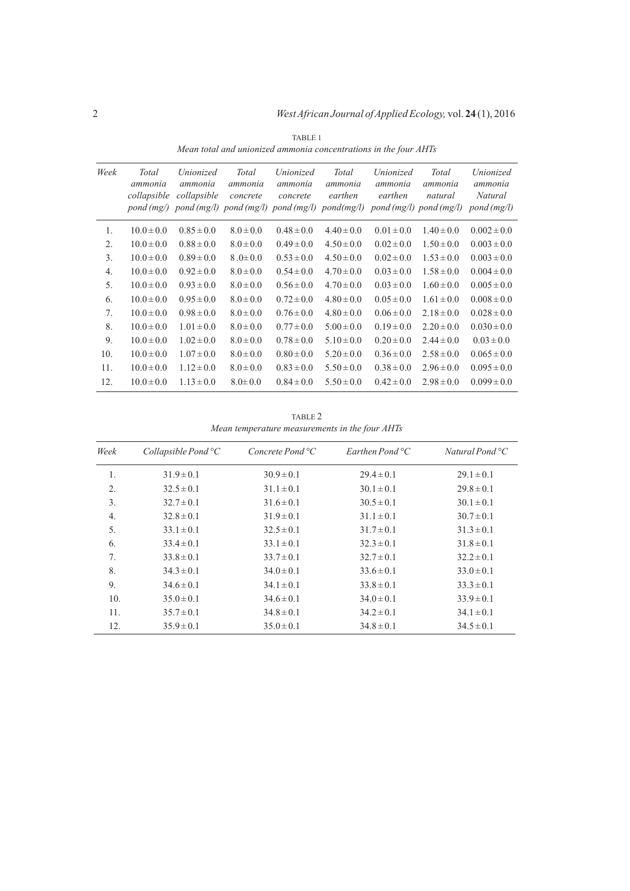TABLE 1

*Mean total and unionized ammonia concentrations in the four AHTs*

| *Week* | *Total ammonia collapsible pond (mg/)* | *Unionized ammonia collapsible pond (mg/l)* | *Total ammonia concrete pond (mg/l)* | *Unionized ammonia concrete pond (mg/l)* | *Total ammonia earthen pond(mg/l)* | *Unionized ammonia earthen pond (mg/l)* | *Total ammonia natural pond (mg/l)* | *Unionized ammonia Natural pond (mg/l)* |
|---|---|---|---|---|---|---|---|---|
| 1. | 10.0 ± 0.0 | 0.85 ± 0.0 | 8.0 ± 0.0 | 0.48 ± 0.0 | 4.40 ± 0.0 | 0.01 ± 0.0 | 1.40 ± 0.0 | 0.002 ± 0.0 |
| 2. | 10.0 ± 0.0 | 0.88 ± 0.0 | 8.0 ± 0.0 | 0.49 ± 0.0 | 4.50 ± 0.0 | 0.02 ± 0.0 | 1.50 ± 0.0 | 0.003 ± 0.0 |
| 3. | 10.0 ± 0.0 | 0.89 ± 0.0 | 8 .0± 0.0 | 0.53 ± 0.0 | 4.50 ± 0.0 | 0.02 ± 0.0 | 1.53 ± 0.0 | 0.003 ± 0.0 |
| 4. | 10.0 ± 0.0 | 0.92 ± 0.0 | 8.0 ± 0.0 | 0.54 ± 0.0 | 4.70 ± 0.0 | 0.03 ± 0.0 | 1.58 ± 0.0 | 0.004 ± 0.0 |
| 5. | 10.0 ± 0.0 | 0.93 ± 0.0 | 8.0 ± 0.0 | 0.56 ± 0.0 | 4.70 ± 0.0 | 0.03 ± 0.0 | 1.60 ± 0.0 | 0.005 ± 0.0 |
| 6. | 10.0 ± 0.0 | 0.95 ± 0.0 | 8.0 ± 0.0 | 0.72 ± 0.0 | 4.80 ± 0.0 | 0.05 ± 0.0 | 1.61 ± 0.0 | 0.008 ± 0.0 |
| 7. | 10.0 ± 0.0 | 0.98 ± 0.0 | 8.0 ± 0.0 | 0.76 ± 0.0 | 4.80 ± 0.0 | 0.06 ± 0.0 | 2.18 ± 0.0 | 0.028 ± 0.0 |
| 8. | 10.0 ± 0.0 | 1.01 ± 0.0 | 8.0 ± 0.0 | 0.77 ± 0.0 | 5.00 ± 0.0 | 0.19 ± 0.0 | 2.20 ± 0.0 | 0.030 ± 0.0 |
| 9. | 10.0 ± 0.0 | 1.02 ± 0.0 | 8.0 ± 0.0 | 0.78 ± 0.0 | 5.10 ± 0.0 | 0.20 ± 0.0 | 2.44 ± 0.0 | 0.03 ± 0.0 |
| 10. | 10.0 ± 0.0 | 1.07 ± 0.0 | 8.0 ± 0.0 | 0.80 ± 0.0 | 5.20 ± 0.0 | 0.36 ± 0.0 | 2.58 ± 0.0 | 0.065 ± 0.0 |
| 11. | 10.0 ± 0.0 | 1.12 ± 0.0 | 8.0 ± 0.0 | 0.83 ± 0.0 | 5.50 ± 0.0 | 0.38 ± 0.0 | 2.96 ± 0.0 | 0.095 ± 0.0 |
| 12. | 10.0 ± 0.0 | 1.13 ± 0.0 | 8.0± 0.0 | 0.84 ± 0.0 | 5.50 ± 0.0 | 0.42 ± 0.0 | 2.98 ± 0.0 | 0.099 ± 0.0 |

TABLE 2

*Mean temperature measurements in the four AHTs*

| *Week* | *Collapsible Pond °C* | *Concrete Pond °C* | *Earthen Pond °C* | *Natural Pond °C* |
|---|---|---|---|---|
| 1. | 31.9 ± 0.1 | 30.9 ± 0.1 | 29.4 ± 0.1 | 29.1 ± 0.1 |
| 2. | 32.5 ± 0.1 | 31.1 ± 0.1 | 30.1 ± 0.1 | 29.8 ± 0.1 |
| 3. | 32.7 ± 0.1 | 31.6 ± 0.1 | 30.5 ± 0.1 | 30.1 ± 0.1 |
| 4. | 32.8 ± 0.1 | 31.9 ± 0.1 | 31.1 ± 0.1 | 30.7 ± 0.1 |
| 5. | 33.1 ± 0.1 | 32.5 ± 0.1 | 31.7 ± 0.1 | 31.3 ± 0.1 |
| 6. | 33.4 ± 0.1 | 33.1 ± 0.1 | 32.3 ± 0.1 | 31.8 ± 0.1 |
| 7. | 33.8 ± 0.1 | 33.7 ± 0.1 | 32.7 ± 0.1 | 32.2 ± 0.1 |
| 8. | 34.3 ± 0.1 | 34.0 ± 0.1 | 33.6 ± 0.1 | 33.0 ± 0.1 |
| 9. | 34.6 ± 0.1 | 34.1 ± 0.1 | 33.8 ± 0.1 | 33.3 ± 0.1 |
| 10. | 35.0 ± 0.1 | 34.6 ± 0.1 | 34.0 ± 0.1 | 33.9 ± 0.1 |
| 11. | 35.7 ± 0.1 | 34.8 ± 0.1 | 34.2 ± 0.1 | 34.1 ± 0.1 |
| 12. | 35.9 ± 0.1 | 35.0 ± 0.1 | 34.8 ± 0.1 | 34.5 ± 0.1 |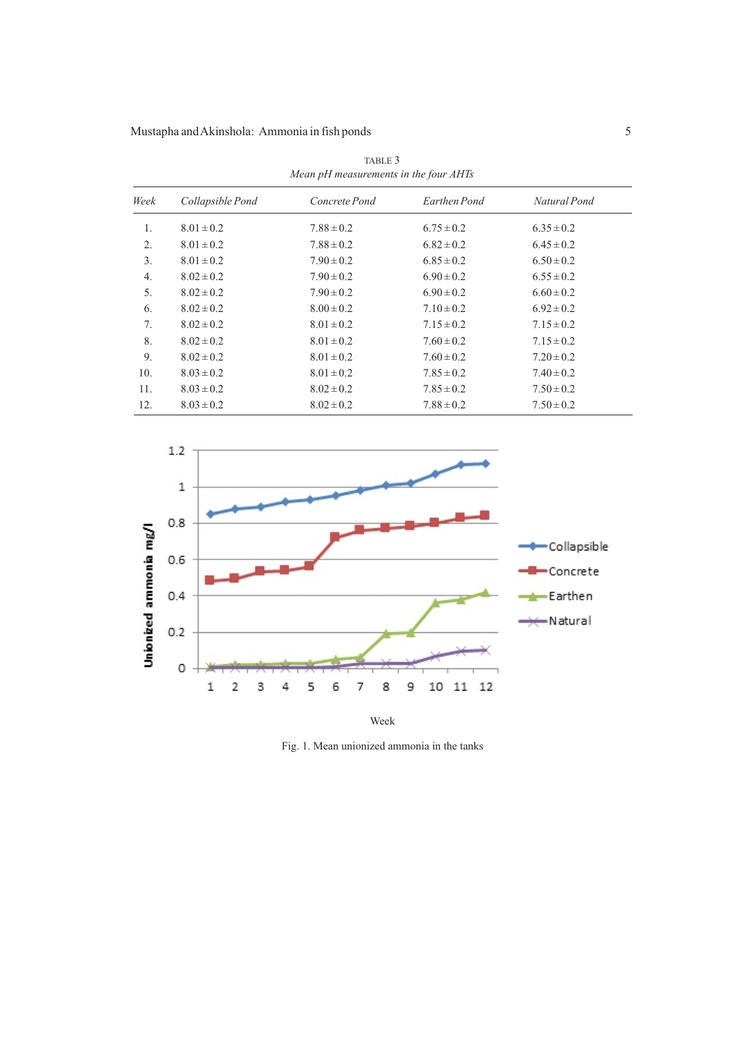TABLE 3

*Mean pH measurements in the four AHTs*

| *Week* | *Collapsible Pond* | *Concrete Pond* | *Earthen Pond* | *Natural Pond* |
|---|---|---|---|---|
| 1. | 8.01 ± 0.2 | 7.88 ± 0.2 | 6.75 ± 0.2 | 6.35 ± 0.2 |
| 2. | 8.01 ± 0.2 | 7.88 ± 0.2 | 6.82 ± 0.2 | 6.45 ± 0.2 |
| 3. | 8.01 ± 0.2 | 7.90 ± 0.2 | 6.85 ± 0.2 | 6.50 ± 0.2 |
| 4. | 8.02 ± 0.2 | 7.90 ± 0.2 | 6.90 ± 0.2 | 6.55 ± 0.2 |
| 5. | 8.02 ± 0.2 | 7.90 ± 0.2 | 6.90 ± 0.2 | 6.60 ± 0.2 |
| 6. | 8.02 ± 0.2 | 8.00 ± 0.2 | 7.10 ± 0.2 | 6.92 ± 0.2 |
| 7. | 8.02 ± 0.2 | 8.01 ± 0.2 | 7.15 ± 0.2 | 7.15 ± 0.2 |
| 8. | 8.02 ± 0.2 | 8.01 ± 0.2 | 7.60 ± 0.2 | 7.15 ± 0.2 |
| 9. | 8.02 ± 0.2 | 8.01 ± 0.2 | 7.60 ± 0.2 | 7.20 ± 0.2 |
| 10. | 8.03 ± 0.2 | 8.01 ± 0.2 | 7.85 ± 0.2 | 7.40 ± 0.2 |
| 11. | 8.03 ± 0.2 | 8.02 ± 0.2 | 7.85 ± 0.2 | 7.50 ± 0.2 |
| 12. | 8.03 ± 0.2 | 8.02 ± 0.2 | 7.88 ± 0.2 | 7.50 ± 0.2 |

Fig. 1. Mean unionized ammonia in the tanks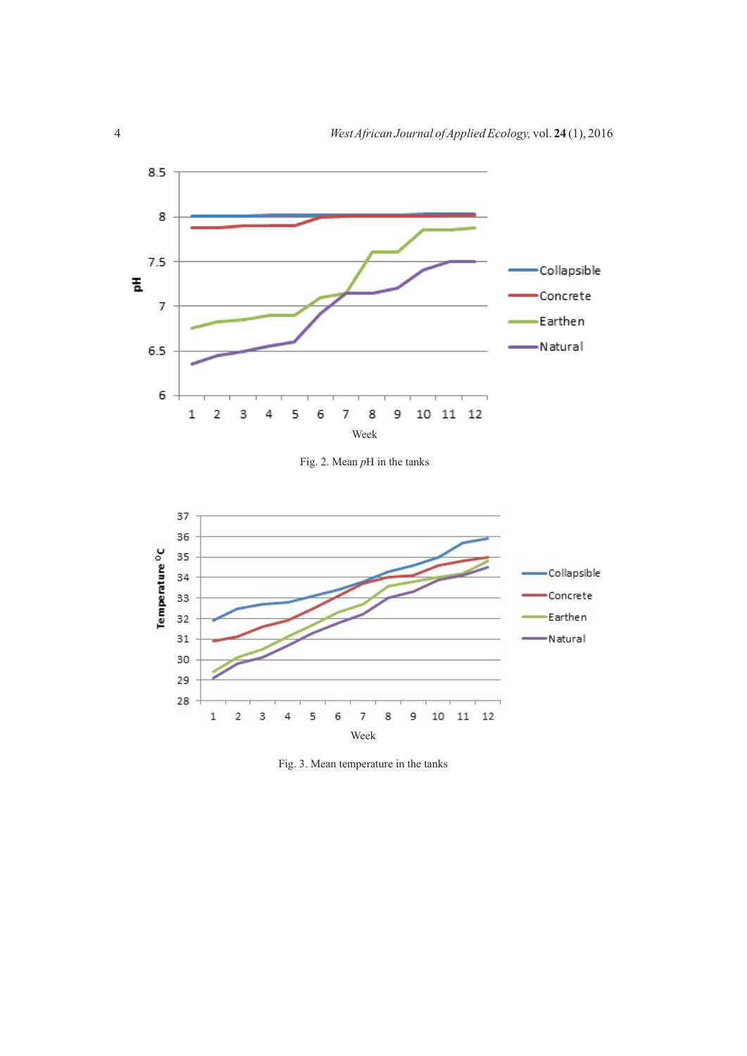Fig. 2. Mean *p*H in the tanks

Fig. 3. Mean temperature in the tanks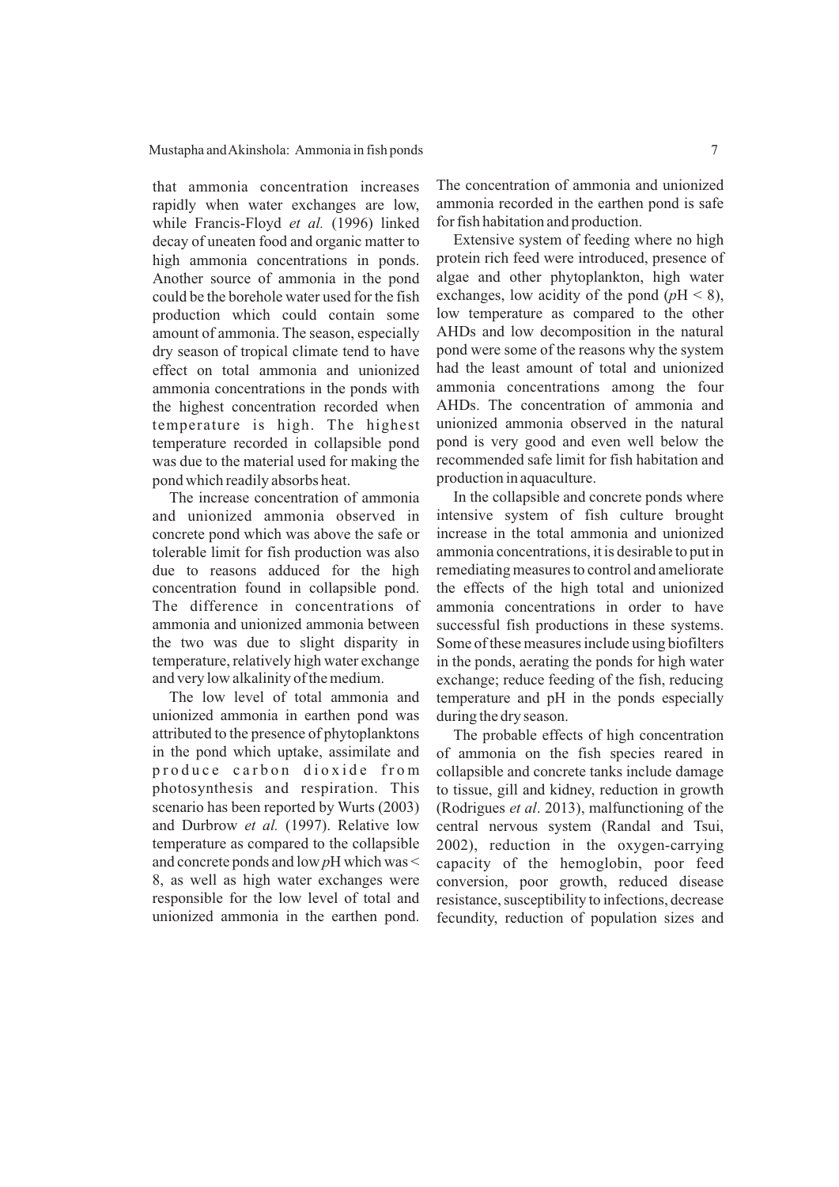that ammonia concentration increases rapidly when water exchanges are low, while Francis-Floyd *et al.* (1996) linked decay of uneaten food and organic matter to high ammonia concentrations in ponds. Another source of ammonia in the pond could be the borehole water used for the fish production which could contain some amount of ammonia. The season, especially dry season of tropical climate tend to have effect on total ammonia and unionized ammonia concentrations in the ponds with the highest concentration recorded when temperature is high. The highest temperature recorded in collapsible pond was due to the material used for making the pond which readily absorbs heat.

The increase concentration of ammonia and unionized ammonia observed in concrete pond which was above the safe or tolerable limit for fish production was also due to reasons adduced for the high concentration found in collapsible pond. The difference in concentrations of ammonia and unionized ammonia between the two was due to slight disparity in temperature, relatively high water exchange and very low alkalinity of the medium.

The low level of total ammonia and unionized ammonia in earthen pond was attributed to the presence of phytoplanktons in the pond which uptake, assimilate and produce carbon dioxide from photosynthesis and respiration. This scenario has been reported by Wurts (2003) and Durbrow *et al.* (1997). Relative low temperature as compared to the collapsible and concrete ponds and low *p*H which was < 8, as well as high water exchanges were responsible for the low level of total and unionized ammonia in the earthen pond. The concentration of ammonia and unionized ammonia recorded in the earthen pond is safe for fish habitation and production.

Extensive system of feeding where no high protein rich feed were introduced, presence of algae and other phytoplankton, high water exchanges, low acidity of the pond (*p*H < 8), low temperature as compared to the other AHDs and low decomposition in the natural pond were some of the reasons why the system had the least amount of total and unionized ammonia concentrations among the four AHDs. The concentration of ammonia and unionized ammonia observed in the natural pond is very good and even well below the recommended safe limit for fish habitation and production in aquaculture.

In the collapsible and concrete ponds where intensive system of fish culture brought increase in the total ammonia and unionized ammonia concentrations, it is desirable to put in remediating measures to control and ameliorate the effects of the high total and unionized ammonia concentrations in order to have successful fish productions in these systems. Some of these measures include using biofilters in the ponds, aerating the ponds for high water exchange; reduce feeding of the fish, reducing temperature and pH in the ponds especially during the dry season.

The probable effects of high concentration of ammonia on the fish species reared in collapsible and concrete tanks include damage to tissue, gill and kidney, reduction in growth (Rodrigues *et al*. 2013), malfunctioning of the central nervous system (Randal and Tsui, 2002), reduction in the oxygen-carrying capacity of the hemoglobin, poor feed conversion, poor growth, reduced disease resistance, susceptibility to infections, decrease fecundity, reduction of population sizes and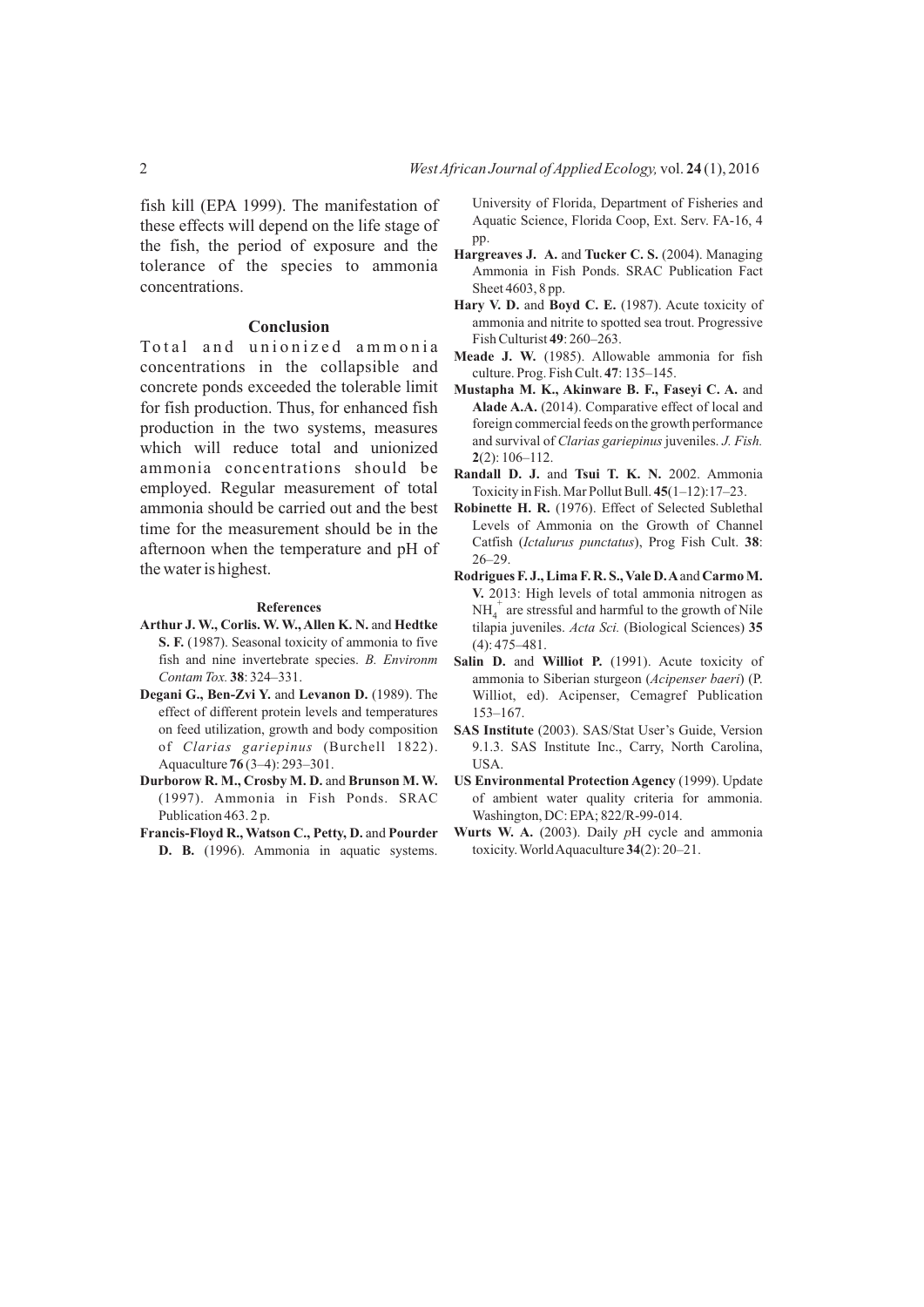fish kill (EPA 1999). The manifestation of these effects will depend on the life stage of the fish, the period of exposure and the tolerance of the species to ammonia concentrations.

## Conclusion

Total and unionized ammonia concentrations in the collapsible and concrete ponds exceeded the tolerable limit for fish production. Thus, for enhanced fish production in the two systems, measures which will reduce total and unionized ammonia concentrations should be employed. Regular measurement of total ammonia should be carried out and the best time for the measurement should be in the afternoon when the temperature and pH of the water is highest.

### References

**Arthur J. W., Corlis. W. W., Allen K. N.** and **Hedtke S. F.** (1987). Seasonal toxicity of ammonia to five fish and nine invertebrate species. *B. Environm Contam Tox.* **38**: 324–331.

**Degani G., Ben-Zvi Y.** and **Levanon D.** (1989). The effect of different protein levels and temperatures on feed utilization, growth and body composition of *Clarias gariepinus* (Burchell 1822). Aquaculture **76** (3–4): 293–301.

**Durborow R. M., Crosby M. D.** and **Brunson M. W.** (1997). Ammonia in Fish Ponds. SRAC Publication 463. 2 p.

**Francis-Floyd R., Watson C., Petty, D.** and **Pourder D. B.** (1996). Ammonia in aquatic systems. University of Florida, Department of Fisheries and Aquatic Science, Florida Coop, Ext. Serv. FA-16, 4 pp.

**Hargreaves J. A.** and **Tucker C. S.** (2004). Managing Ammonia in Fish Ponds. SRAC Publication Fact Sheet 4603, 8 pp.

**Hary V. D.** and **Boyd C. E.** (1987). Acute toxicity of ammonia and nitrite to spotted sea trout. Progressive Fish Culturist **49**: 260–263.

**Meade J. W.** (1985). Allowable ammonia for fish culture. Prog. Fish Cult. **47**: 135–145.

**Mustapha M. K., Akinware B. F., Faseyi C. A.** and **Alade A.A.** (2014). Comparative effect of local and foreign commercial feeds on the growth performance and survival of *Clarias gariepinus* juveniles. *J. Fish.* **2**(2): 106–112.

**Randall D. J.** and **Tsui T. K. N.** 2002. Ammonia Toxicity in Fish. Mar Pollut Bull. **45**(1–12):17–23.

**Robinette H. R.** (1976). Effect of Selected Sublethal Levels of Ammonia on the Growth of Channel Catfish (*Ictalurus punctatus*), Prog Fish Cult. **38**: 26–29.

**Rodrigues F. J., Lima F. R. S., Vale D. A** and **Carmo M. V.** 2013: High levels of total ammonia nitrogen as $NH_4^+$ are stressful and harmful to the growth of Nile tilapia juveniles. *Acta Sci.* (Biological Sciences) **35** (4): 475–481.

**Salin D.** and **Williot P.** (1991). Acute toxicity of ammonia to Siberian sturgeon (*Acipenser baeri*) (P. Williot, ed). Acipenser, Cemagref Publication 153–167.

**SAS Institute** (2003). SAS/Stat User's Guide, Version 9.1.3. SAS Institute Inc., Carry, North Carolina, USA.

**US Environmental Protection Agency** (1999). Update of ambient water quality criteria for ammonia. Washington, DC: EPA; 822/R-99-014.

**Wurts W. A.** (2003). Daily *p*H cycle and ammonia toxicity. World Aquaculture **34**(2): 20–21.